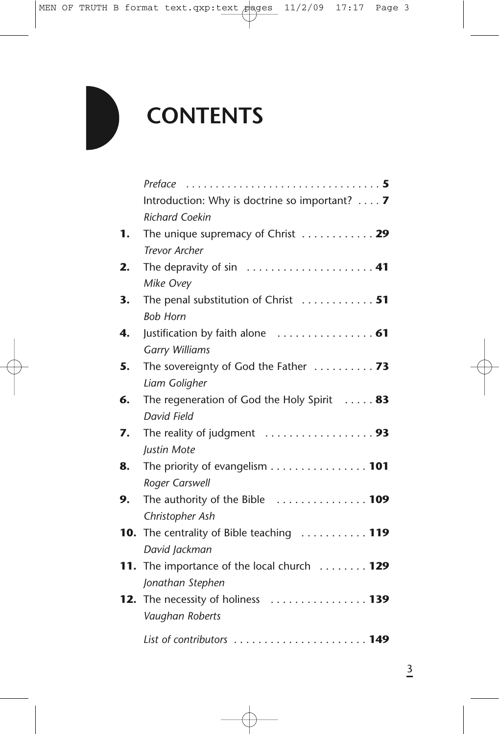# CONTENTS

*Preface* . . . . . . . . . . . . . . . . . . . . . . . . . . . . . . . . . **5**

Introduction: Why is doctrine so important? . . . . **7**
*Richard Coekin*

**1.** The unique supremacy of Christ . . . . . . . . . . . . **29**
*Trevor Archer*

**2.** The depravity of sin . . . . . . . . . . . . . . . . . . . . . **41**
*Mike Ovey*

**3.** The penal substitution of Christ . . . . . . . . . . . . **51**
*Bob Horn*

**4.** Justification by faith alone . . . . . . . . . . . . . . . . **61**
*Garry Williams*

**5.** The sovereignty of God the Father . . . . . . . . . . **73**
*Liam Goligher*

**6.** The regeneration of God the Holy Spirit . . . . . **83**
*David Field*

**7.** The reality of judgment . . . . . . . . . . . . . . . . . . **93**
*Justin Mote*

**8.** The priority of evangelism . . . . . . . . . . . . . . . . **101**
*Roger Carswell*

**9.** The authority of the Bible . . . . . . . . . . . . . . . **109**
*Christopher Ash*

**10.** The centrality of Bible teaching . . . . . . . . . . . **119**
*David Jackman*

**11.** The importance of the local church . . . . . . . . **129**
*Jonathan Stephen*

**12.** The necessity of holiness . . . . . . . . . . . . . . . . **139**
*Vaughan Roberts*

*List of contributors* . . . . . . . . . . . . . . . . . . . . . . **149**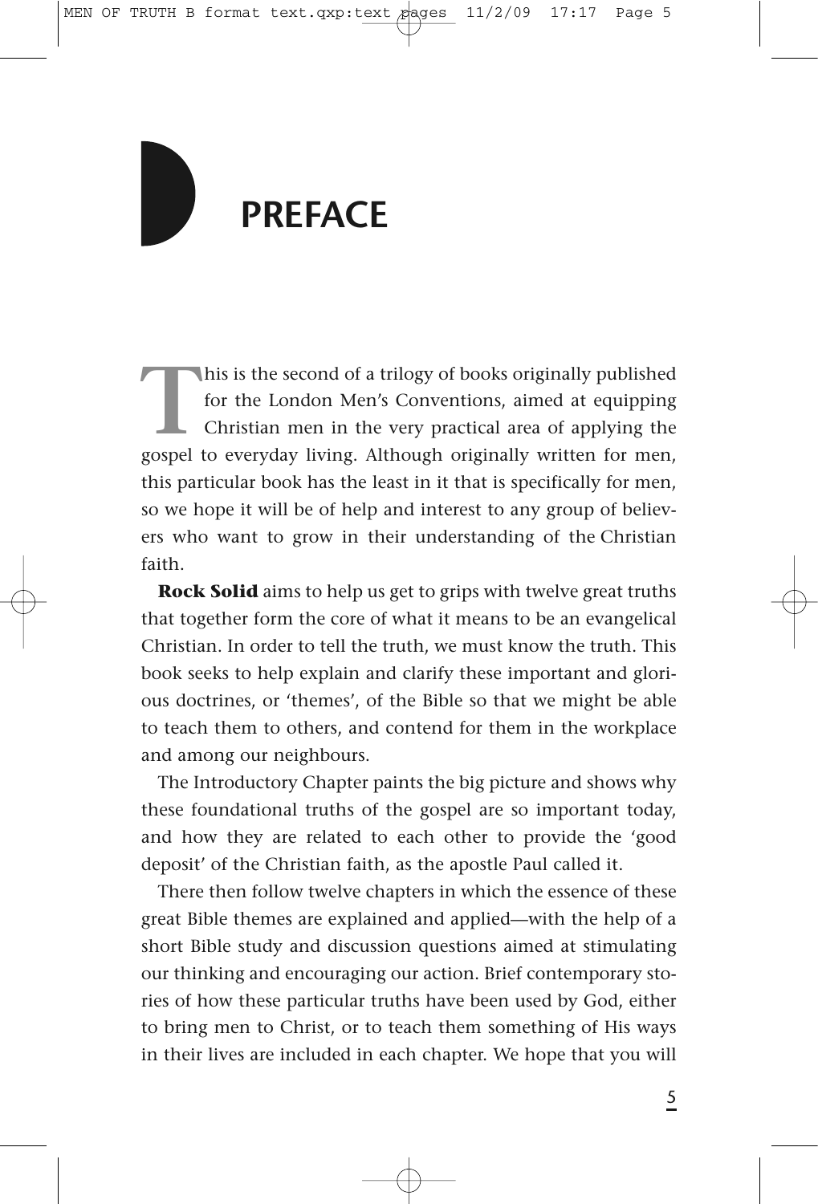# PREFACE

This is the second of a trilogy of books originally published for the London Men's Conventions, aimed at equipping Christian men in the very practical area of applying the gospel to everyday living. Although originally written for men, this particular book has the least in it that is specifically for men, so we hope it will be of help and interest to any group of believers who want to grow in their understanding of the Christian faith.

**Rock Solid** aims to help us get to grips with twelve great truths that together form the core of what it means to be an evangelical Christian. In order to tell the truth, we must know the truth. This book seeks to help explain and clarify these important and glorious doctrines, or 'themes', of the Bible so that we might be able to teach them to others, and contend for them in the workplace and among our neighbours.

The Introductory Chapter paints the big picture and shows why these foundational truths of the gospel are so important today, and how they are related to each other to provide the 'good deposit' of the Christian faith, as the apostle Paul called it.

There then follow twelve chapters in which the essence of these great Bible themes are explained and applied—with the help of a short Bible study and discussion questions aimed at stimulating our thinking and encouraging our action. Brief contemporary stories of how these particular truths have been used by God, either to bring men to Christ, or to teach them something of His ways in their lives are included in each chapter. We hope that you will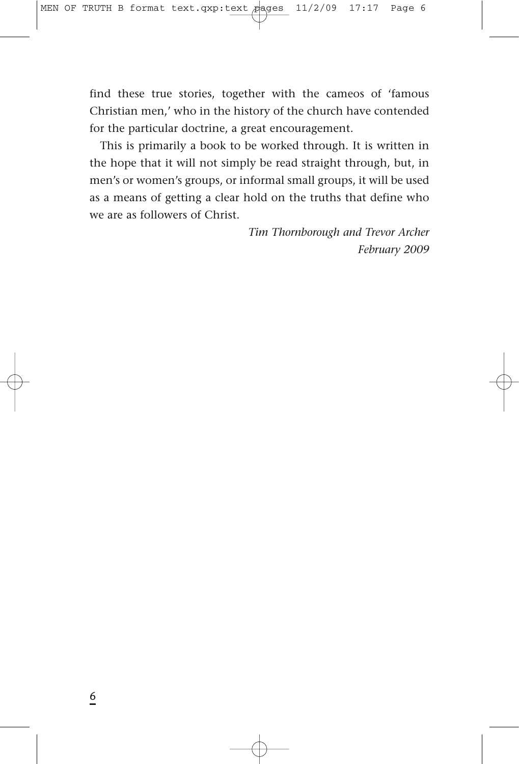find these true stories, together with the cameos of 'famous Christian men,' who in the history of the church have contended for the particular doctrine, a great encouragement.

This is primarily a book to be worked through. It is written in the hope that it will not simply be read straight through, but, in men's or women's groups, or informal small groups, it will be used as a means of getting a clear hold on the truths that define who we are as followers of Christ.

*Tim Thornborough and Trevor Archer*
*February 2009*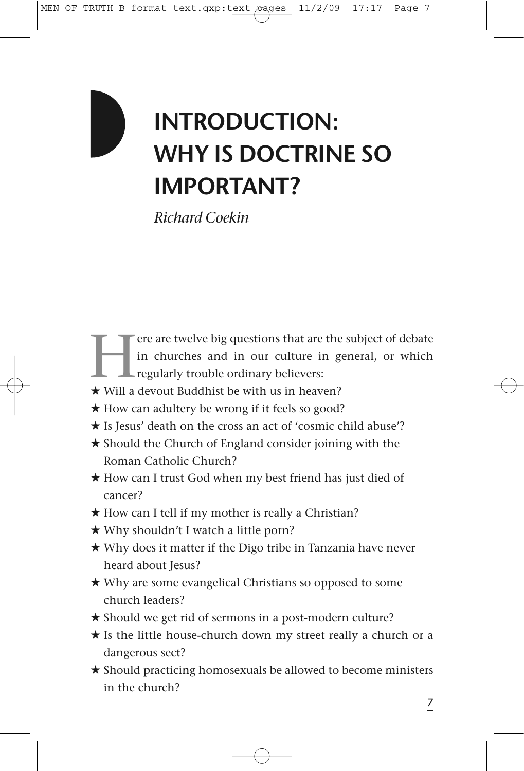# INTRODUCTION: WHY IS DOCTRINE SO IMPORTANT?

*Richard Coekin*

Here are twelve big questions that are the subject of debate in churches and in our culture in general, or which regularly trouble ordinary believers:

★ Will a devout Buddhist be with us in heaven?

★ How can adultery be wrong if it feels so good?

★ Is Jesus' death on the cross an act of 'cosmic child abuse'?

★ Should the Church of England consider joining with the Roman Catholic Church?

★ How can I trust God when my best friend has just died of cancer?

★ How can I tell if my mother is really a Christian?

★ Why shouldn't I watch a little porn?

★ Why does it matter if the Digo tribe in Tanzania have never heard about Jesus?

★ Why are some evangelical Christians so opposed to some church leaders?

★ Should we get rid of sermons in a post-modern culture?

★ Is the little house-church down my street really a church or a dangerous sect?

★ Should practicing homosexuals be allowed to become ministers in the church?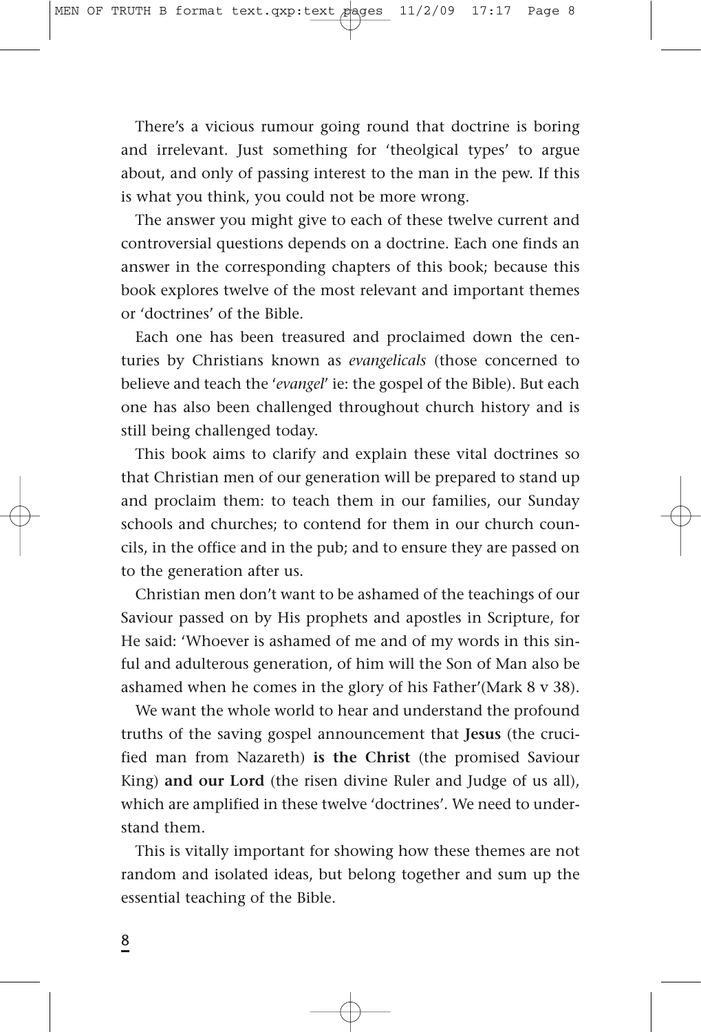There's a vicious rumour going round that doctrine is boring and irrelevant. Just something for 'theolgical types' to argue about, and only of passing interest to the man in the pew. If this is what you think, you could not be more wrong.

The answer you might give to each of these twelve current and controversial questions depends on a doctrine. Each one finds an answer in the corresponding chapters of this book; because this book explores twelve of the most relevant and important themes or 'doctrines' of the Bible.

Each one has been treasured and proclaimed down the centuries by Christians known as *evangelicals* (those concerned to believe and teach the '*evangel*' ie: the gospel of the Bible). But each one has also been challenged throughout church history and is still being challenged today.

This book aims to clarify and explain these vital doctrines so that Christian men of our generation will be prepared to stand up and proclaim them: to teach them in our families, our Sunday schools and churches; to contend for them in our church councils, in the office and in the pub; and to ensure they are passed on to the generation after us.

Christian men don't want to be ashamed of the teachings of our Saviour passed on by His prophets and apostles in Scripture, for He said: 'Whoever is ashamed of me and of my words in this sinful and adulterous generation, of him will the Son of Man also be ashamed when he comes in the glory of his Father'(Mark 8 v 38).

We want the whole world to hear and understand the profound truths of the saving gospel announcement that **Jesus** (the crucified man from Nazareth) **is the Christ** (the promised Saviour King) **and our Lord** (the risen divine Ruler and Judge of us all), which are amplified in these twelve 'doctrines'. We need to understand them.

This is vitally important for showing how these themes are not random and isolated ideas, but belong together and sum up the essential teaching of the Bible.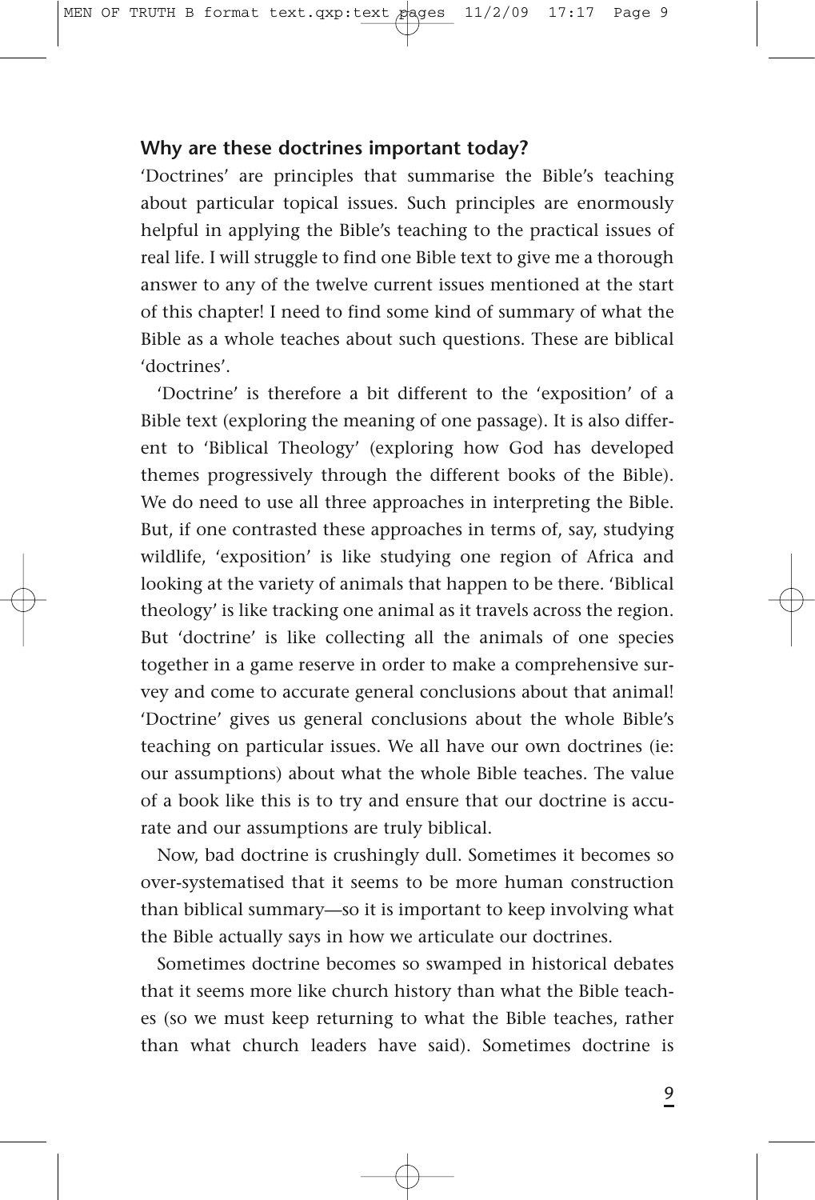### Why are these doctrines important today?

'Doctrines' are principles that summarise the Bible's teaching about particular topical issues. Such principles are enormously helpful in applying the Bible's teaching to the practical issues of real life. I will struggle to find one Bible text to give me a thorough answer to any of the twelve current issues mentioned at the start of this chapter! I need to find some kind of summary of what the Bible as a whole teaches about such questions. These are biblical 'doctrines'.

'Doctrine' is therefore a bit different to the 'exposition' of a Bible text (exploring the meaning of one passage). It is also different to 'Biblical Theology' (exploring how God has developed themes progressively through the different books of the Bible). We do need to use all three approaches in interpreting the Bible. But, if one contrasted these approaches in terms of, say, studying wildlife, 'exposition' is like studying one region of Africa and looking at the variety of animals that happen to be there. 'Biblical theology' is like tracking one animal as it travels across the region. But 'doctrine' is like collecting all the animals of one species together in a game reserve in order to make a comprehensive survey and come to accurate general conclusions about that animal! 'Doctrine' gives us general conclusions about the whole Bible's teaching on particular issues. We all have our own doctrines (ie: our assumptions) about what the whole Bible teaches. The value of a book like this is to try and ensure that our doctrine is accurate and our assumptions are truly biblical.

Now, bad doctrine is crushingly dull. Sometimes it becomes so over-systematised that it seems to be more human construction than biblical summary—so it is important to keep involving what the Bible actually says in how we articulate our doctrines.

Sometimes doctrine becomes so swamped in historical debates that it seems more like church history than what the Bible teaches (so we must keep returning to what the Bible teaches, rather than what church leaders have said). Sometimes doctrine is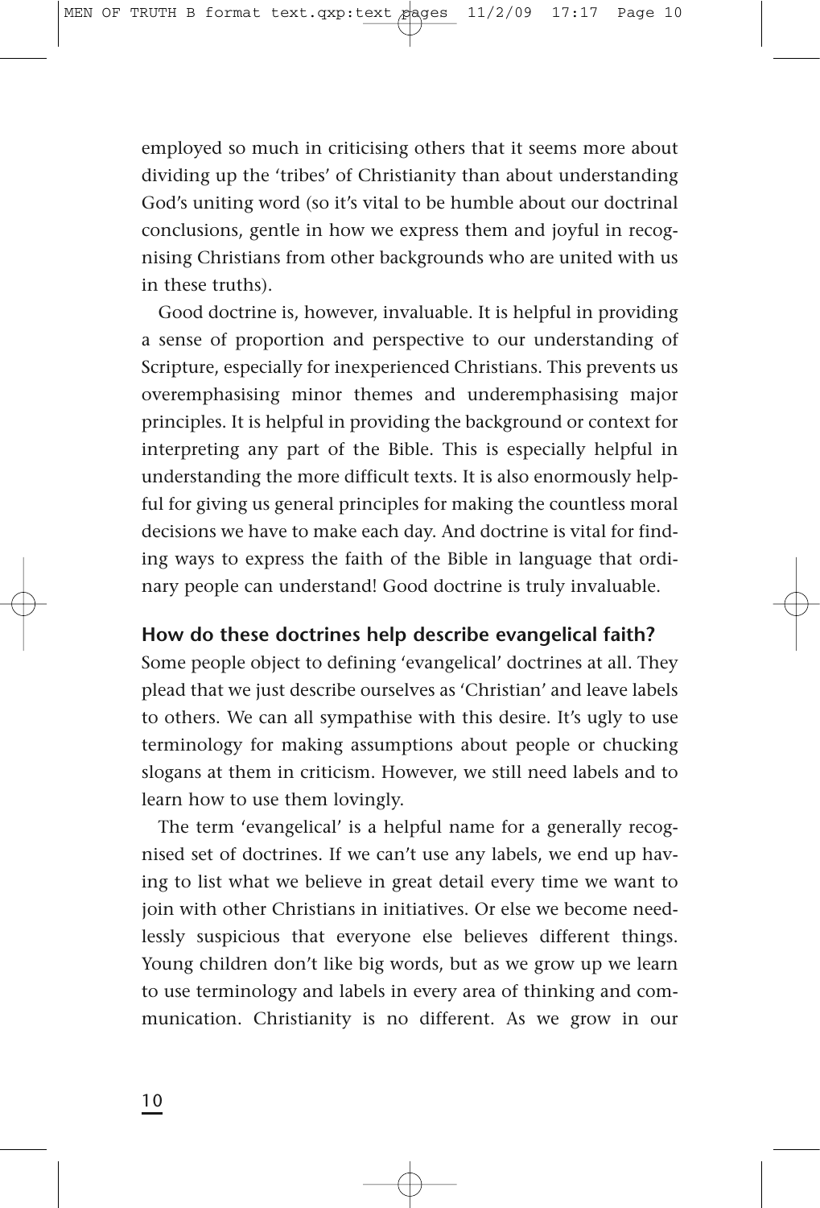employed so much in criticising others that it seems more about dividing up the 'tribes' of Christianity than about understanding God's uniting word (so it's vital to be humble about our doctrinal conclusions, gentle in how we express them and joyful in recognising Christians from other backgrounds who are united with us in these truths).

Good doctrine is, however, invaluable. It is helpful in providing a sense of proportion and perspective to our understanding of Scripture, especially for inexperienced Christians. This prevents us overemphasising minor themes and underemphasising major principles. It is helpful in providing the background or context for interpreting any part of the Bible. This is especially helpful in understanding the more difficult texts. It is also enormously helpful for giving us general principles for making the countless moral decisions we have to make each day. And doctrine is vital for finding ways to express the faith of the Bible in language that ordinary people can understand! Good doctrine is truly invaluable.

### How do these doctrines help describe evangelical faith?

Some people object to defining 'evangelical' doctrines at all. They plead that we just describe ourselves as 'Christian' and leave labels to others. We can all sympathise with this desire. It's ugly to use terminology for making assumptions about people or chucking slogans at them in criticism. However, we still need labels and to learn how to use them lovingly.

The term 'evangelical' is a helpful name for a generally recognised set of doctrines. If we can't use any labels, we end up having to list what we believe in great detail every time we want to join with other Christians in initiatives. Or else we become needlessly suspicious that everyone else believes different things. Young children don't like big words, but as we grow up we learn to use terminology and labels in every area of thinking and communication. Christianity is no different. As we grow in our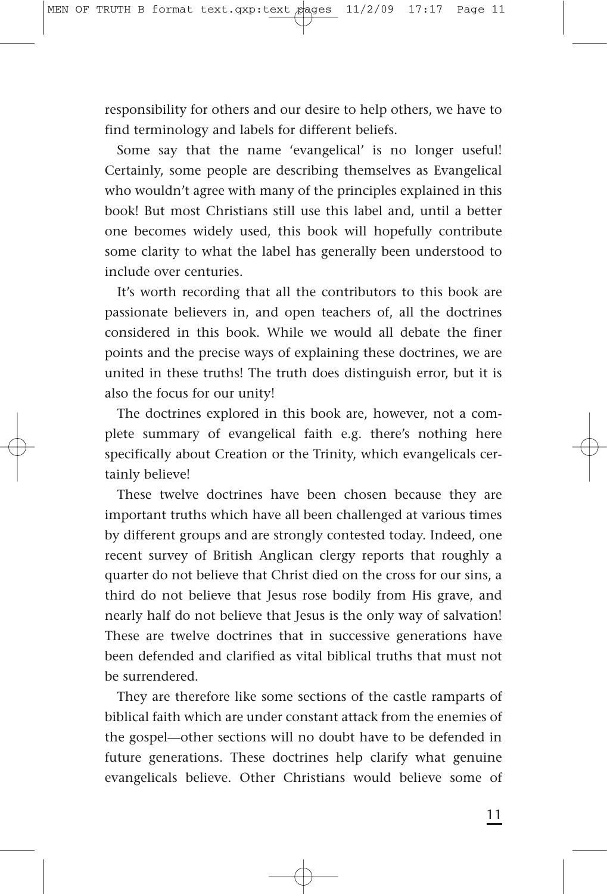responsibility for others and our desire to help others, we have to find terminology and labels for different beliefs.

Some say that the name 'evangelical' is no longer useful! Certainly, some people are describing themselves as Evangelical who wouldn't agree with many of the principles explained in this book! But most Christians still use this label and, until a better one becomes widely used, this book will hopefully contribute some clarity to what the label has generally been understood to include over centuries.

It's worth recording that all the contributors to this book are passionate believers in, and open teachers of, all the doctrines considered in this book. While we would all debate the finer points and the precise ways of explaining these doctrines, we are united in these truths! The truth does distinguish error, but it is also the focus for our unity!

The doctrines explored in this book are, however, not a complete summary of evangelical faith e.g. there's nothing here specifically about Creation or the Trinity, which evangelicals certainly believe!

These twelve doctrines have been chosen because they are important truths which have all been challenged at various times by different groups and are strongly contested today. Indeed, one recent survey of British Anglican clergy reports that roughly a quarter do not believe that Christ died on the cross for our sins, a third do not believe that Jesus rose bodily from His grave, and nearly half do not believe that Jesus is the only way of salvation! These are twelve doctrines that in successive generations have been defended and clarified as vital biblical truths that must not be surrendered.

They are therefore like some sections of the castle ramparts of biblical faith which are under constant attack from the enemies of the gospel—other sections will no doubt have to be defended in future generations. These doctrines help clarify what genuine evangelicals believe. Other Christians would believe some of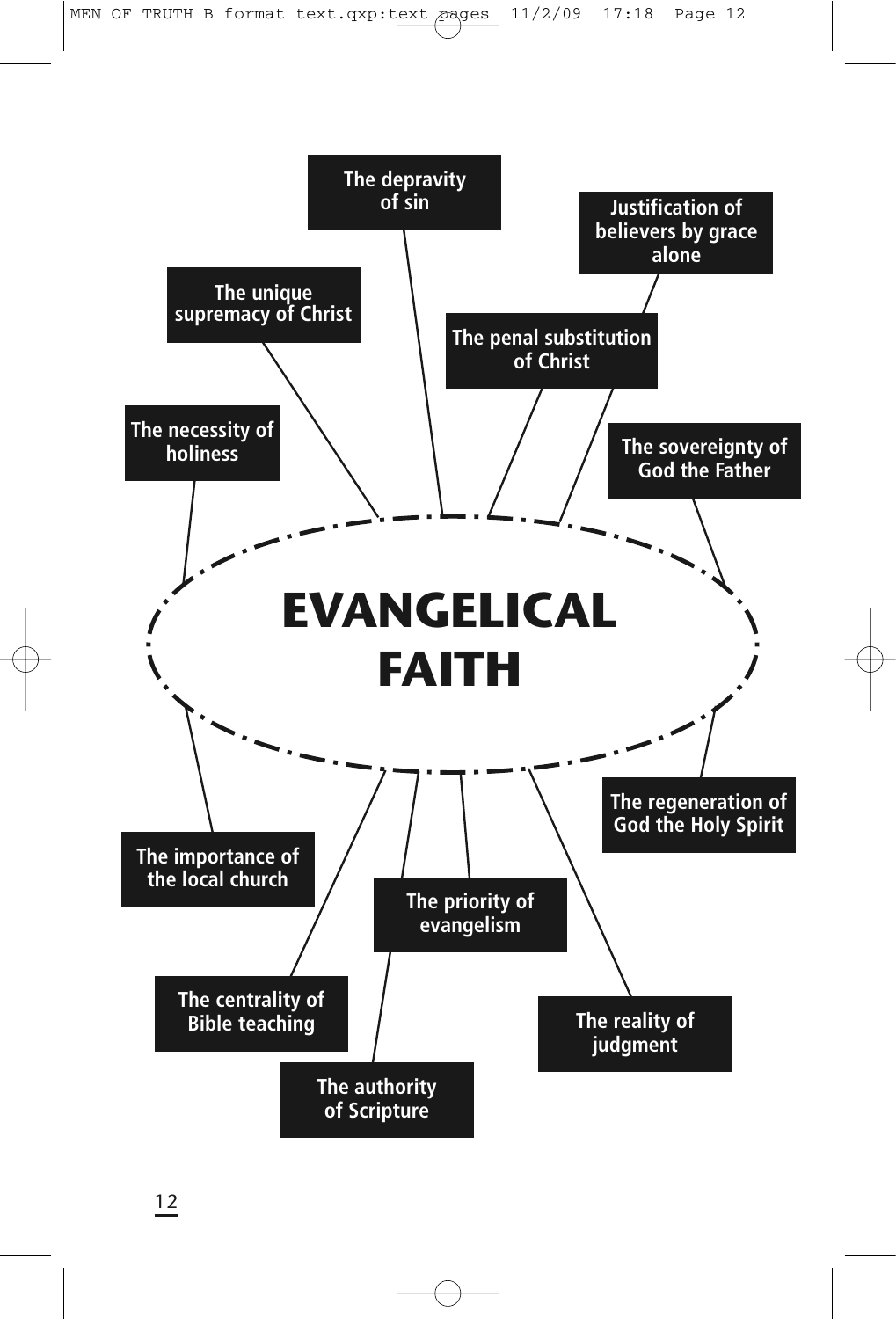# EVANGELICAL FAITH

- The depravity of sin
- Justification of believers by grace alone
- The unique supremacy of Christ
- The penal substitution of Christ
- The necessity of holiness
- The sovereignty of God the Father
- The regeneration of God the Holy Spirit
- The importance of the local church
- The priority of evangelism
- The centrality of Bible teaching
- The reality of judgment
- The authority of Scripture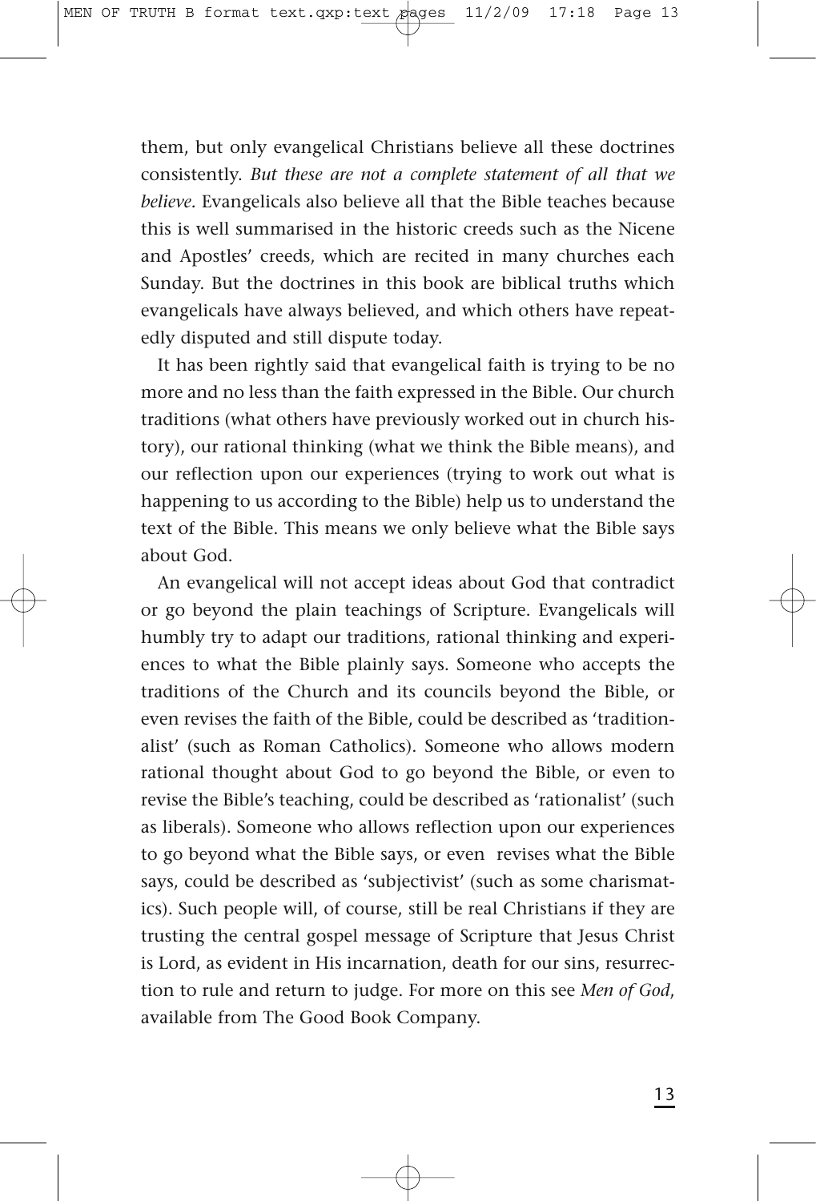them, but only evangelical Christians believe all these doctrines consistently. *But these are not a complete statement of all that we believe.* Evangelicals also believe all that the Bible teaches because this is well summarised in the historic creeds such as the Nicene and Apostles' creeds, which are recited in many churches each Sunday. But the doctrines in this book are biblical truths which evangelicals have always believed, and which others have repeatedly disputed and still dispute today.

It has been rightly said that evangelical faith is trying to be no more and no less than the faith expressed in the Bible. Our church traditions (what others have previously worked out in church history), our rational thinking (what we think the Bible means), and our reflection upon our experiences (trying to work out what is happening to us according to the Bible) help us to understand the text of the Bible. This means we only believe what the Bible says about God.

An evangelical will not accept ideas about God that contradict or go beyond the plain teachings of Scripture. Evangelicals will humbly try to adapt our traditions, rational thinking and experiences to what the Bible plainly says. Someone who accepts the traditions of the Church and its councils beyond the Bible, or even revises the faith of the Bible, could be described as 'traditionalist' (such as Roman Catholics). Someone who allows modern rational thought about God to go beyond the Bible, or even to revise the Bible's teaching, could be described as 'rationalist' (such as liberals). Someone who allows reflection upon our experiences to go beyond what the Bible says, or even revises what the Bible says, could be described as 'subjectivist' (such as some charismatics). Such people will, of course, still be real Christians if they are trusting the central gospel message of Scripture that Jesus Christ is Lord, as evident in His incarnation, death for our sins, resurrection to rule and return to judge. For more on this see *Men of God*, available from The Good Book Company.